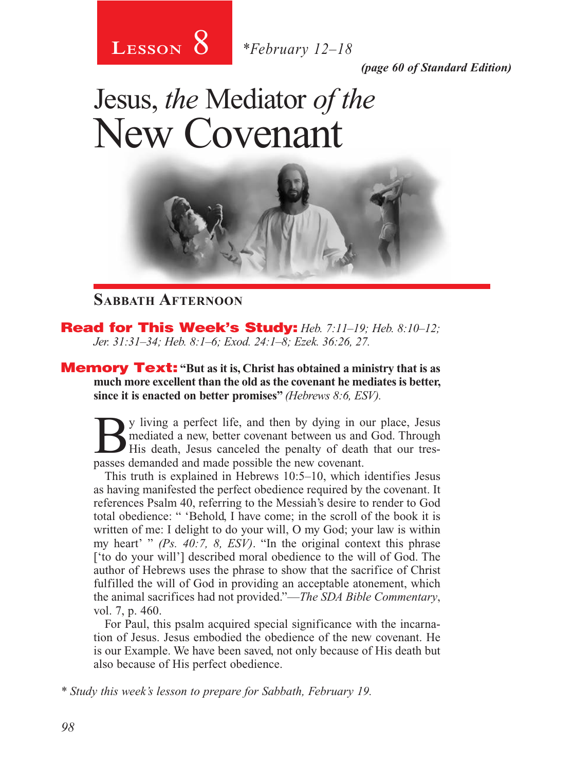**Lesson 8** *February 12–18

*(page 60 of Standard Edition)*

# Jesus, *the* Mediator *of the* New Covenant

## Sabbath Afternoon

**Read for This Week's Study:** *Heb. 7:11–19; Heb. 8:10–12; Jer. 31:31–34; Heb. 8:1–6; Exod. 24:1–8; Ezek. 36:26, 27.*

**Memory Text:** **"But as it is, Christ has obtained a ministry that is as much more excellent than the old as the covenant he mediates is better, since it is enacted on better promises"** *(Hebrews 8:6, ESV).*

By living a perfect life, and then by dying in our place, Jesus mediated a new, better covenant between us and God. Through His death, Jesus canceled the penalty of death that our trespasses demanded and made possible the new covenant.

This truth is explained in Hebrews 10:5–10, which identifies Jesus as having manifested the perfect obedience required by the covenant. It references Psalm 40, referring to the Messiah's desire to render to God total obedience: " 'Behold, I have come; in the scroll of the book it is written of me: I delight to do your will, O my God; your law is within my heart' " *(Ps. 40:7, 8, ESV)*. "In the original context this phrase ['to do your will'] described moral obedience to the will of God. The author of Hebrews uses the phrase to show that the sacrifice of Christ fulfilled the will of God in providing an acceptable atonement, which the animal sacrifices had not provided."—*The SDA Bible Commentary*, vol. 7, p. 460.

For Paul, this psalm acquired special significance with the incarnation of Jesus. Jesus embodied the obedience of the new covenant. He is our Example. We have been saved, not only because of His death but also because of His perfect obedience.

\* *Study this week's lesson to prepare for Sabbath, February 19.*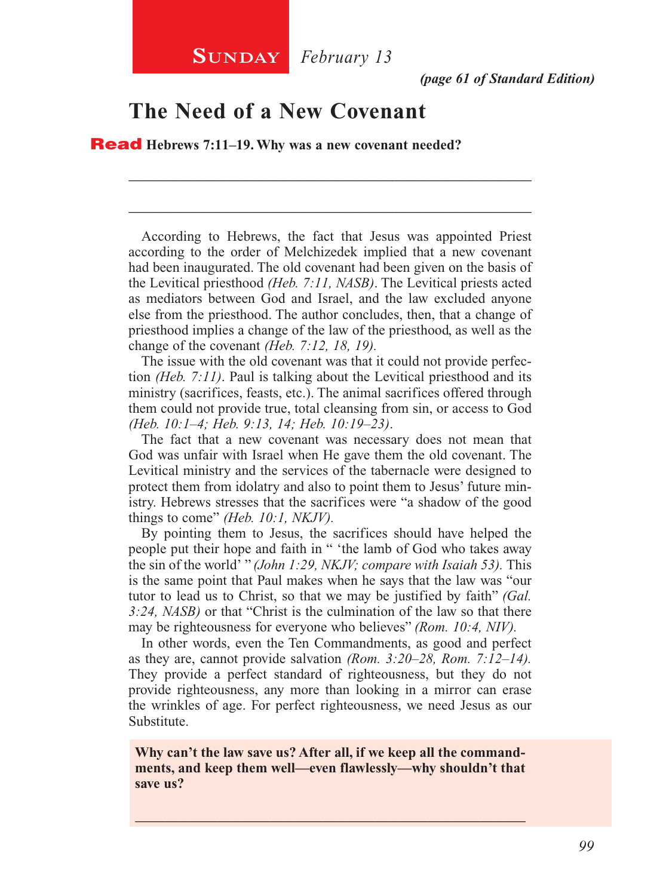**Sunday** *February 13*

*(page 61 of Standard Edition)*

## The Need of a New Covenant

**Read Hebrews 7:11–19. Why was a new covenant needed?**

_______________________________________________

_______________________________________________

According to Hebrews, the fact that Jesus was appointed Priest according to the order of Melchizedek implied that a new covenant had been inaugurated. The old covenant had been given on the basis of the Levitical priesthood *(Heb. 7:11, NASB)*. The Levitical priests acted as mediators between God and Israel, and the law excluded anyone else from the priesthood. The author concludes, then, that a change of priesthood implies a change of the law of the priesthood, as well as the change of the covenant *(Heb. 7:12, 18, 19).*

The issue with the old covenant was that it could not provide perfection *(Heb. 7:11)*. Paul is talking about the Levitical priesthood and its ministry (sacrifices, feasts, etc.). The animal sacrifices offered through them could not provide true, total cleansing from sin, or access to God *(Heb. 10:1–4; Heb. 9:13, 14; Heb. 10:19–23)*.

The fact that a new covenant was necessary does not mean that God was unfair with Israel when He gave them the old covenant. The Levitical ministry and the services of the tabernacle were designed to protect them from idolatry and also to point them to Jesus' future ministry. Hebrews stresses that the sacrifices were "a shadow of the good things to come" *(Heb. 10:1, NKJV).*

By pointing them to Jesus, the sacrifices should have helped the people put their hope and faith in " 'the lamb of God who takes away the sin of the world' " *(John 1:29, NKJV; compare with Isaiah 53).* This is the same point that Paul makes when he says that the law was "our tutor to lead us to Christ, so that we may be justified by faith" *(Gal. 3:24, NASB)* or that "Christ is the culmination of the law so that there may be righteousness for everyone who believes" *(Rom. 10:4, NIV).*

In other words, even the Ten Commandments, as good and perfect as they are, cannot provide salvation *(Rom. 3:20–28, Rom. 7:12–14).* They provide a perfect standard of righteousness, but they do not provide righteousness, any more than looking in a mirror can erase the wrinkles of age. For perfect righteousness, we need Jesus as our Substitute.

**Why can't the law save us? After all, if we keep all the commandments, and keep them well—even flawlessly—why shouldn't that save us?**

_______________________________________________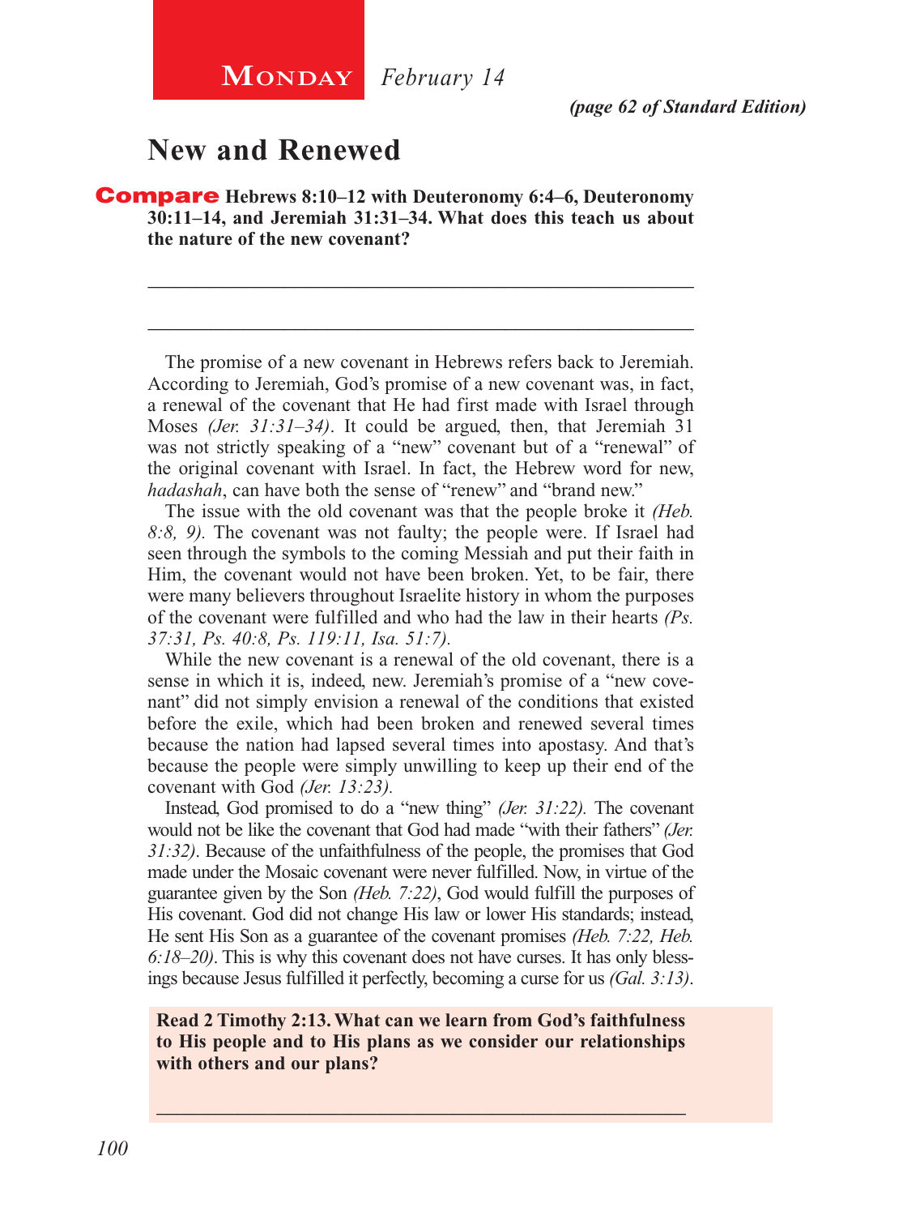**Monday** *February 14*

*(page 62 of Standard Edition)*

## New and Renewed

**Compare Hebrews 8:10–12 with Deuteronomy 6:4–6, Deuteronomy 30:11–14, and Jeremiah 31:31–34. What does this teach us about the nature of the new covenant?**

_______________________________________________

_______________________________________________

The promise of a new covenant in Hebrews refers back to Jeremiah. According to Jeremiah, God's promise of a new covenant was, in fact, a renewal of the covenant that He had first made with Israel through Moses *(Jer. 31:31–34)*. It could be argued, then, that Jeremiah 31 was not strictly speaking of a "new" covenant but of a "renewal" of the original covenant with Israel. In fact, the Hebrew word for new, *hadashah*, can have both the sense of "renew" and "brand new."

The issue with the old covenant was that the people broke it *(Heb. 8:8, 9).* The covenant was not faulty; the people were. If Israel had seen through the symbols to the coming Messiah and put their faith in Him, the covenant would not have been broken. Yet, to be fair, there were many believers throughout Israelite history in whom the purposes of the covenant were fulfilled and who had the law in their hearts *(Ps. 37:31, Ps. 40:8, Ps. 119:11, Isa. 51:7).*

While the new covenant is a renewal of the old covenant, there is a sense in which it is, indeed, new. Jeremiah's promise of a "new covenant" did not simply envision a renewal of the conditions that existed before the exile, which had been broken and renewed several times because the nation had lapsed several times into apostasy. And that's because the people were simply unwilling to keep up their end of the covenant with God *(Jer. 13:23).*

Instead, God promised to do a "new thing" *(Jer. 31:22).* The covenant would not be like the covenant that God had made "with their fathers" *(Jer. 31:32)*. Because of the unfaithfulness of the people, the promises that God made under the Mosaic covenant were never fulfilled. Now, in virtue of the guarantee given by the Son *(Heb. 7:22)*, God would fulfill the purposes of His covenant. God did not change His law or lower His standards; instead, He sent His Son as a guarantee of the covenant promises *(Heb. 7:22, Heb. 6:18–20)*. This is why this covenant does not have curses. It has only blessings because Jesus fulfilled it perfectly, becoming a curse for us *(Gal. 3:13)*.

**Read 2 Timothy 2:13. What can we learn from God's faithfulness to His people and to His plans as we consider our relationships with others and our plans?**

_______________________________________________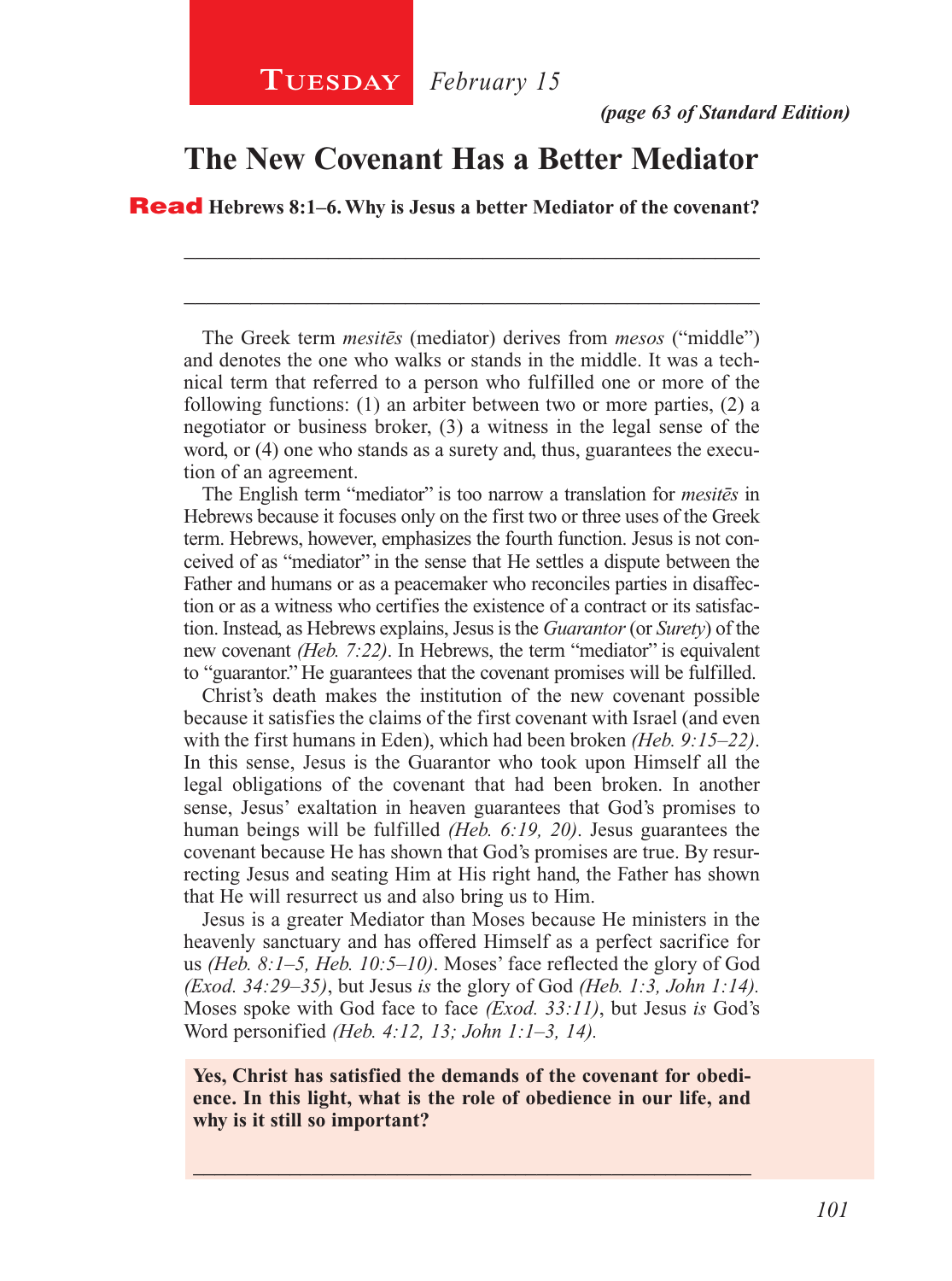**Tuesday** *February 15*

*(page 63 of Standard Edition)*

# The New Covenant Has a Better Mediator

**Read Hebrews 8:1–6. Why is Jesus a better Mediator of the covenant?**

______________________________________________________________

______________________________________________________________

The Greek term *mesitēs* (mediator) derives from *mesos* ("middle") and denotes the one who walks or stands in the middle. It was a technical term that referred to a person who fulfilled one or more of the following functions: (1) an arbiter between two or more parties, (2) a negotiator or business broker, (3) a witness in the legal sense of the word, or (4) one who stands as a surety and, thus, guarantees the execution of an agreement.

The English term "mediator" is too narrow a translation for *mesitēs* in Hebrews because it focuses only on the first two or three uses of the Greek term. Hebrews, however, emphasizes the fourth function. Jesus is not conceived of as "mediator" in the sense that He settles a dispute between the Father and humans or as a peacemaker who reconciles parties in disaffection or as a witness who certifies the existence of a contract or its satisfaction. Instead, as Hebrews explains, Jesus is the *Guarantor* (or *Surety*) of the new covenant *(Heb. 7:22)*. In Hebrews, the term "mediator" is equivalent to "guarantor." He guarantees that the covenant promises will be fulfilled.

Christ's death makes the institution of the new covenant possible because it satisfies the claims of the first covenant with Israel (and even with the first humans in Eden), which had been broken *(Heb. 9:15–22)*. In this sense, Jesus is the Guarantor who took upon Himself all the legal obligations of the covenant that had been broken. In another sense, Jesus' exaltation in heaven guarantees that God's promises to human beings will be fulfilled *(Heb. 6:19, 20)*. Jesus guarantees the covenant because He has shown that God's promises are true. By resurrecting Jesus and seating Him at His right hand, the Father has shown that He will resurrect us and also bring us to Him.

Jesus is a greater Mediator than Moses because He ministers in the heavenly sanctuary and has offered Himself as a perfect sacrifice for us *(Heb. 8:1–5, Heb. 10:5–10)*. Moses' face reflected the glory of God *(Exod. 34:29–35)*, but Jesus *is* the glory of God *(Heb. 1:3, John 1:14).* Moses spoke with God face to face *(Exod. 33:11)*, but Jesus *is* God's Word personified *(Heb. 4:12, 13; John 1:1–3, 14).*

**Yes, Christ has satisfied the demands of the covenant for obedience. In this light, what is the role of obedience in our life, and why is it still so important?**

______________________________________________________________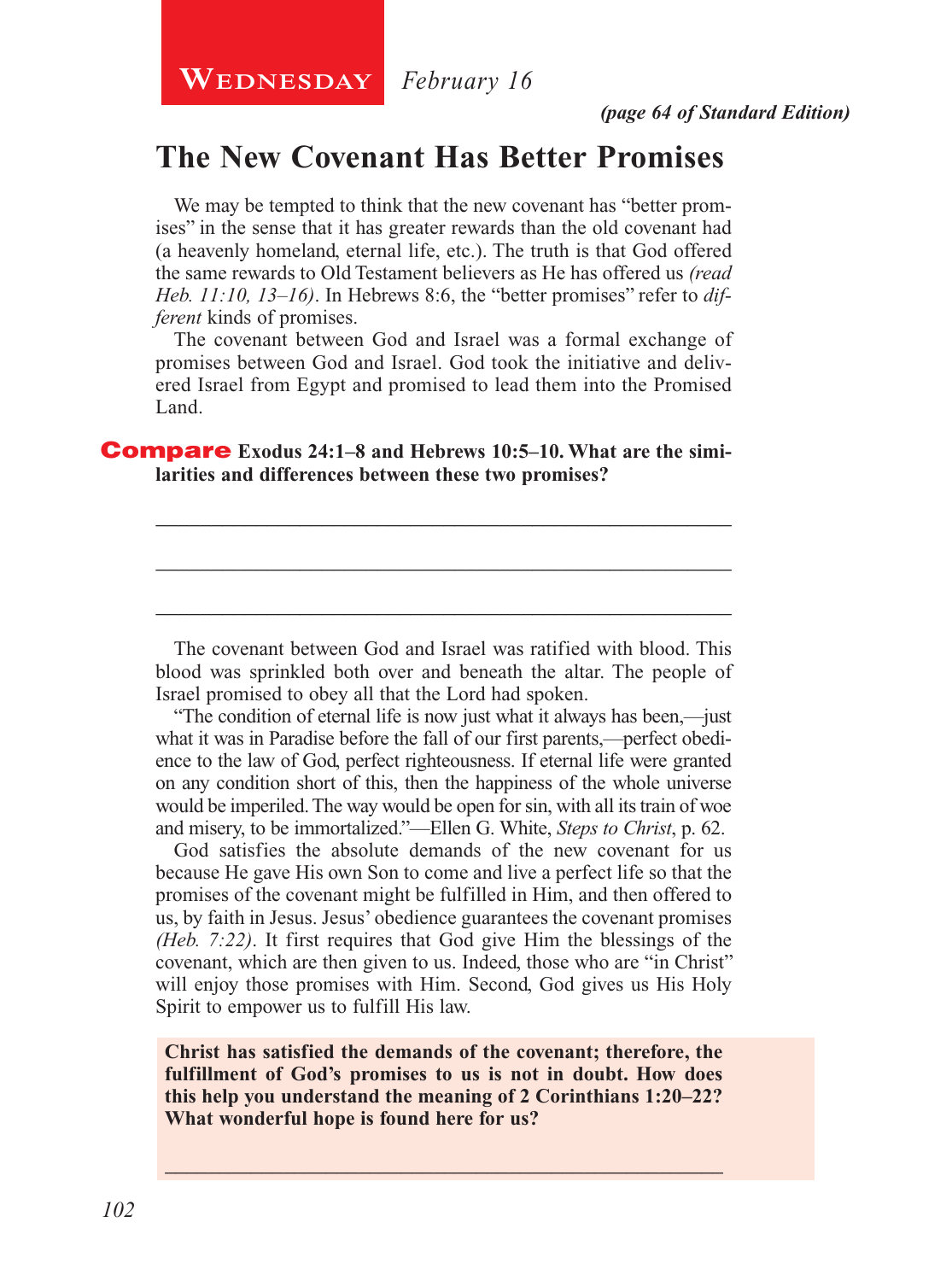**Wednesday** *February 16*

***(page 64 of Standard Edition)***

# The New Covenant Has Better Promises

We may be tempted to think that the new covenant has "better promises" in the sense that it has greater rewards than the old covenant had (a heavenly homeland, eternal life, etc.). The truth is that God offered the same rewards to Old Testament believers as He has offered us *(read Heb. 11:10, 13–16)*. In Hebrews 8:6, the "better promises" refer to *different* kinds of promises.

The covenant between God and Israel was a formal exchange of promises between God and Israel. God took the initiative and delivered Israel from Egypt and promised to lead them into the Promised Land.

**Compare Exodus 24:1–8 and Hebrews 10:5–10. What are the similarities and differences between these two promises?**

_____________________________________________________________

_____________________________________________________________

_____________________________________________________________

The covenant between God and Israel was ratified with blood. This blood was sprinkled both over and beneath the altar. The people of Israel promised to obey all that the Lord had spoken.

"The condition of eternal life is now just what it always has been,—just what it was in Paradise before the fall of our first parents,—perfect obedience to the law of God, perfect righteousness. If eternal life were granted on any condition short of this, then the happiness of the whole universe would be imperiled. The way would be open for sin, with all its train of woe and misery, to be immortalized."—Ellen G. White, *Steps to Christ*, p. 62.

God satisfies the absolute demands of the new covenant for us because He gave His own Son to come and live a perfect life so that the promises of the covenant might be fulfilled in Him, and then offered to us, by faith in Jesus. Jesus' obedience guarantees the covenant promises *(Heb. 7:22)*. It first requires that God give Him the blessings of the covenant, which are then given to us. Indeed, those who are "in Christ" will enjoy those promises with Him. Second, God gives us His Holy Spirit to empower us to fulfill His law.

**Christ has satisfied the demands of the covenant; therefore, the fulfillment of God's promises to us is not in doubt. How does this help you understand the meaning of 2 Corinthians 1:20–22? What wonderful hope is found here for us?**

_____________________________________________________________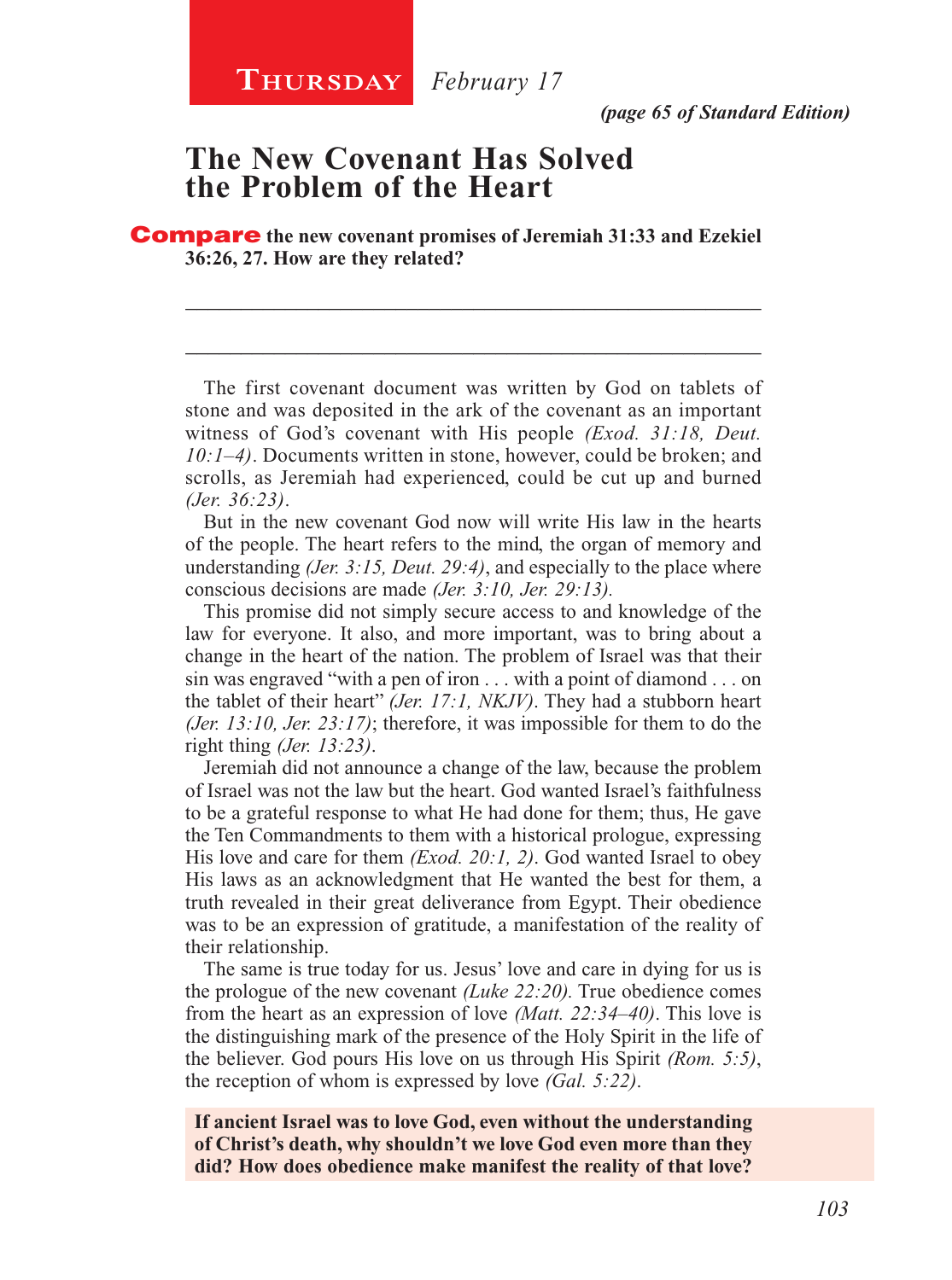**Thursday** *February 17*

*(page 65 of Standard Edition)*

# The New Covenant Has Solved the Problem of the Heart

**Compare the new covenant promises of Jeremiah 31:33 and Ezekiel 36:26, 27. How are they related?**

_______________________________________________________________

_______________________________________________________________

The first covenant document was written by God on tablets of stone and was deposited in the ark of the covenant as an important witness of God's covenant with His people *(Exod. 31:18, Deut. 10:1–4)*. Documents written in stone, however, could be broken; and scrolls, as Jeremiah had experienced, could be cut up and burned *(Jer. 36:23)*.

But in the new covenant God now will write His law in the hearts of the people. The heart refers to the mind, the organ of memory and understanding *(Jer. 3:15, Deut. 29:4)*, and especially to the place where conscious decisions are made *(Jer. 3:10, Jer. 29:13).*

This promise did not simply secure access to and knowledge of the law for everyone. It also, and more important, was to bring about a change in the heart of the nation. The problem of Israel was that their sin was engraved "with a pen of iron . . . with a point of diamond . . . on the tablet of their heart" *(Jer. 17:1, NKJV)*. They had a stubborn heart *(Jer. 13:10, Jer. 23:17)*; therefore, it was impossible for them to do the right thing *(Jer. 13:23)*.

Jeremiah did not announce a change of the law, because the problem of Israel was not the law but the heart. God wanted Israel's faithfulness to be a grateful response to what He had done for them; thus, He gave the Ten Commandments to them with a historical prologue, expressing His love and care for them *(Exod. 20:1, 2)*. God wanted Israel to obey His laws as an acknowledgment that He wanted the best for them, a truth revealed in their great deliverance from Egypt. Their obedience was to be an expression of gratitude, a manifestation of the reality of their relationship.

The same is true today for us. Jesus' love and care in dying for us is the prologue of the new covenant *(Luke 22:20).* True obedience comes from the heart as an expression of love *(Matt. 22:34–40)*. This love is the distinguishing mark of the presence of the Holy Spirit in the life of the believer. God pours His love on us through His Spirit *(Rom. 5:5)*, the reception of whom is expressed by love *(Gal. 5:22)*.

**If ancient Israel was to love God, even without the understanding of Christ's death, why shouldn't we love God even more than they did? How does obedience make manifest the reality of that love?**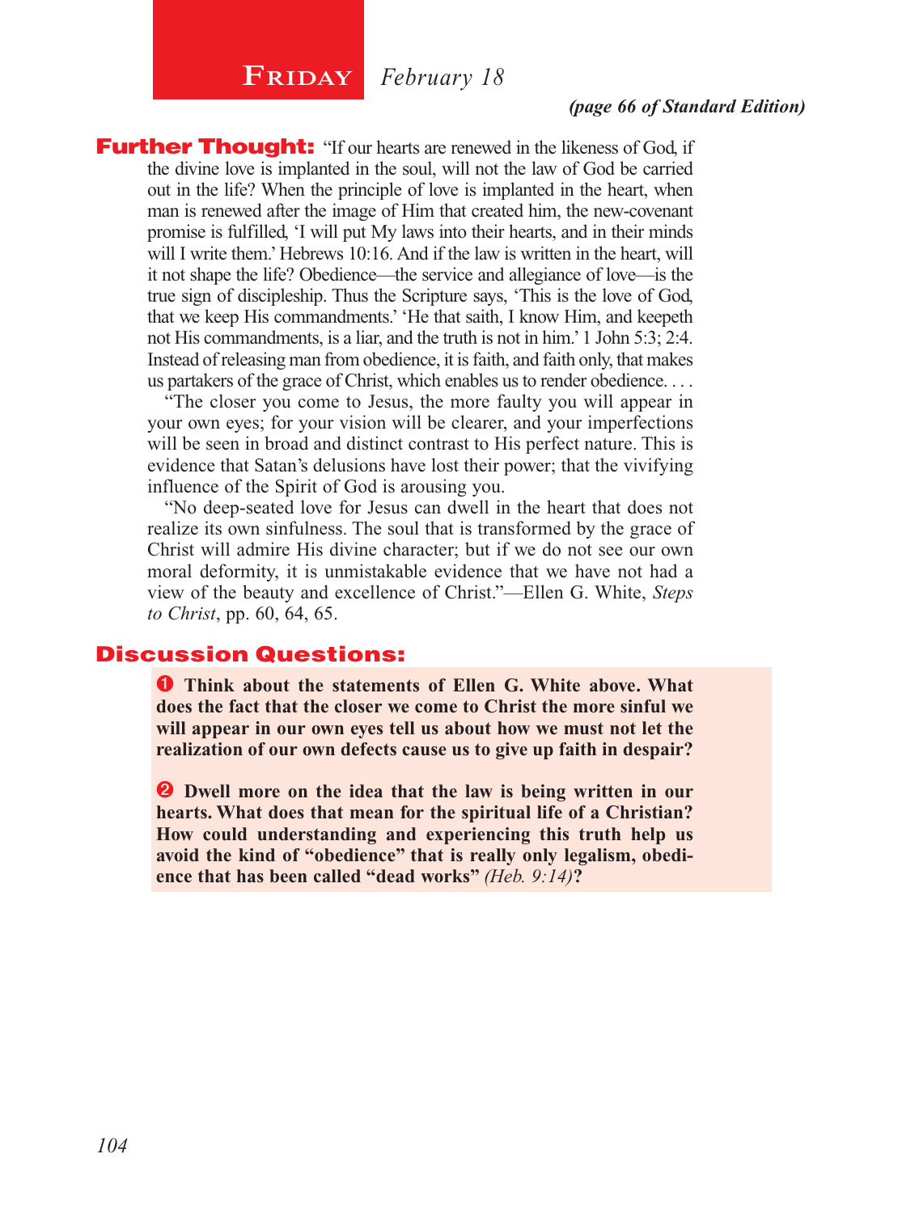## Friday *February 18*

***(page 66 of Standard Edition)***

**Further Thought:** "If our hearts are renewed in the likeness of God, if the divine love is implanted in the soul, will not the law of God be carried out in the life? When the principle of love is implanted in the heart, when man is renewed after the image of Him that created him, the new-covenant promise is fulfilled, 'I will put My laws into their hearts, and in their minds will I write them.' Hebrews 10:16. And if the law is written in the heart, will it not shape the life? Obedience—the service and allegiance of love—is the true sign of discipleship. Thus the Scripture says, 'This is the love of God, that we keep His commandments.' 'He that saith, I know Him, and keepeth not His commandments, is a liar, and the truth is not in him.' 1 John 5:3; 2:4. Instead of releasing man from obedience, it is faith, and faith only, that makes us partakers of the grace of Christ, which enables us to render obedience. . . .

"The closer you come to Jesus, the more faulty you will appear in your own eyes; for your vision will be clearer, and your imperfections will be seen in broad and distinct contrast to His perfect nature. This is evidence that Satan's delusions have lost their power; that the vivifying influence of the Spirit of God is arousing you.

"No deep-seated love for Jesus can dwell in the heart that does not realize its own sinfulness. The soul that is transformed by the grace of Christ will admire His divine character; but if we do not see our own moral deformity, it is unmistakable evidence that we have not had a view of the beauty and excellence of Christ."—Ellen G. White, *Steps to Christ*, pp. 60, 64, 65.

## Discussion Questions:

❶ **Think about the statements of Ellen G. White above. What does the fact that the closer we come to Christ the more sinful we will appear in our own eyes tell us about how we must not let the realization of our own defects cause us to give up faith in despair?**

❷ **Dwell more on the idea that the law is being written in our hearts. What does that mean for the spiritual life of a Christian? How could understanding and experiencing this truth help us avoid the kind of "obedience" that is really only legalism, obedience that has been called "dead works"** *(Heb. 9:14)***?**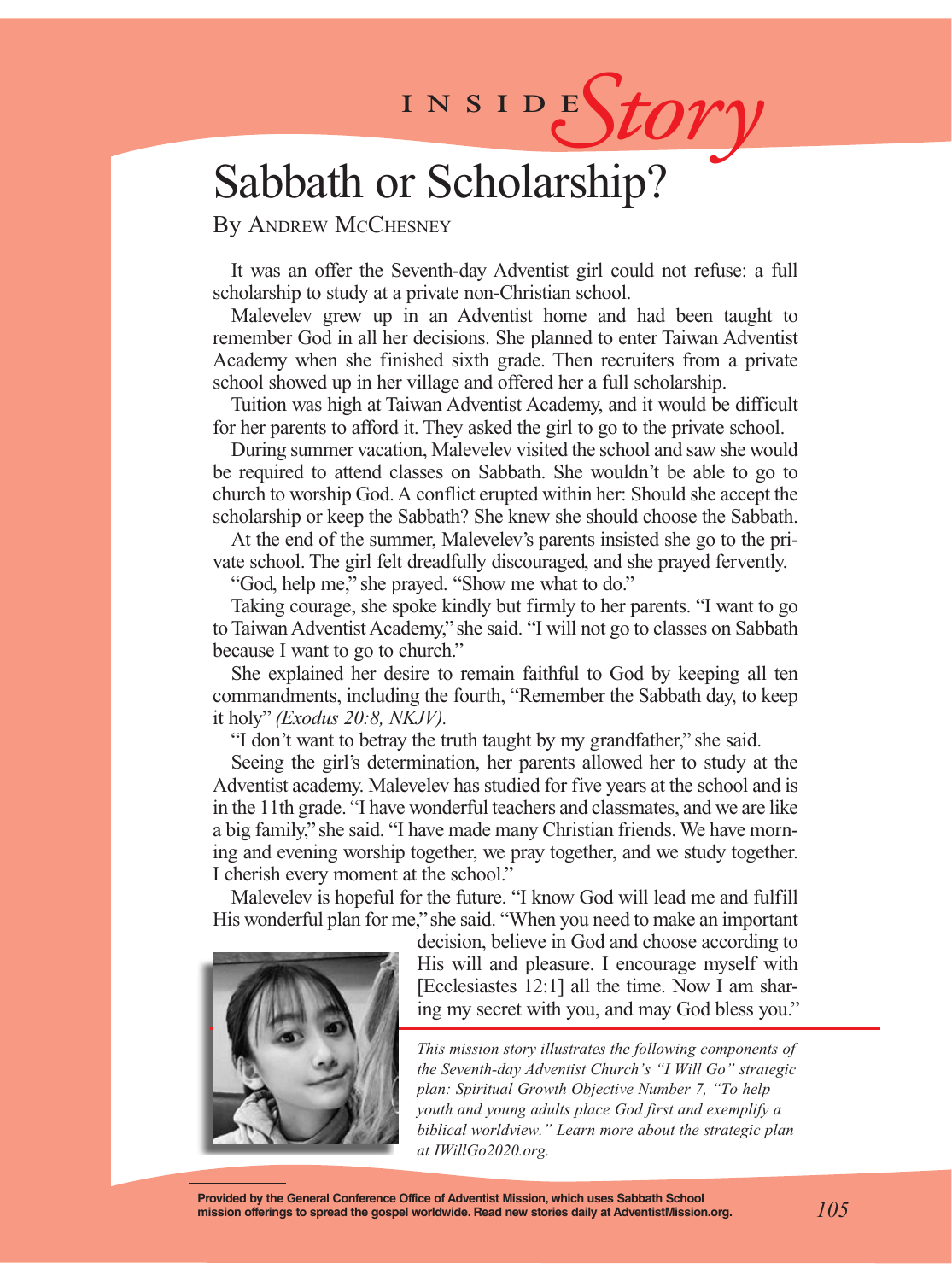INSIDE *Story*

# Sabbath or Scholarship?

By Andrew McChesney

It was an offer the Seventh-day Adventist girl could not refuse: a full scholarship to study at a private non-Christian school.

Malevelev grew up in an Adventist home and had been taught to remember God in all her decisions. She planned to enter Taiwan Adventist Academy when she finished sixth grade. Then recruiters from a private school showed up in her village and offered her a full scholarship.

Tuition was high at Taiwan Adventist Academy, and it would be difficult for her parents to afford it. They asked the girl to go to the private school.

During summer vacation, Malevelev visited the school and saw she would be required to attend classes on Sabbath. She wouldn't be able to go to church to worship God. A conflict erupted within her: Should she accept the scholarship or keep the Sabbath? She knew she should choose the Sabbath.

At the end of the summer, Malevelev's parents insisted she go to the private school. The girl felt dreadfully discouraged, and she prayed fervently.

"God, help me," she prayed. "Show me what to do."

Taking courage, she spoke kindly but firmly to her parents. "I want to go to Taiwan Adventist Academy," she said. "I will not go to classes on Sabbath because I want to go to church."

She explained her desire to remain faithful to God by keeping all ten commandments, including the fourth, "Remember the Sabbath day, to keep it holy" *(Exodus 20:8, NKJV).*

"I don't want to betray the truth taught by my grandfather," she said.

Seeing the girl's determination, her parents allowed her to study at the Adventist academy. Malevelev has studied for five years at the school and is in the 11th grade. "I have wonderful teachers and classmates, and we are like a big family," she said. "I have made many Christian friends. We have morning and evening worship together, we pray together, and we study together. I cherish every moment at the school."

Malevelev is hopeful for the future. "I know God will lead me and fulfill His wonderful plan for me," she said. "When you need to make an important decision, believe in God and choose according to His will and pleasure. I encourage myself with [Ecclesiastes 12:1] all the time. Now I am sharing my secret with you, and may God bless you."

*This mission story illustrates the following components of the Seventh-day Adventist Church's "I Will Go" strategic plan: Spiritual Growth Objective Number 7, "To help youth and young adults place God first and exemplify a biblical worldview." Learn more about the strategic plan at IWillGo2020.org.*

**Provided by the General Conference Office of Adventist Mission, which uses Sabbath School mission offerings to spread the gospel worldwide. Read new stories daily at AdventistMission.org.**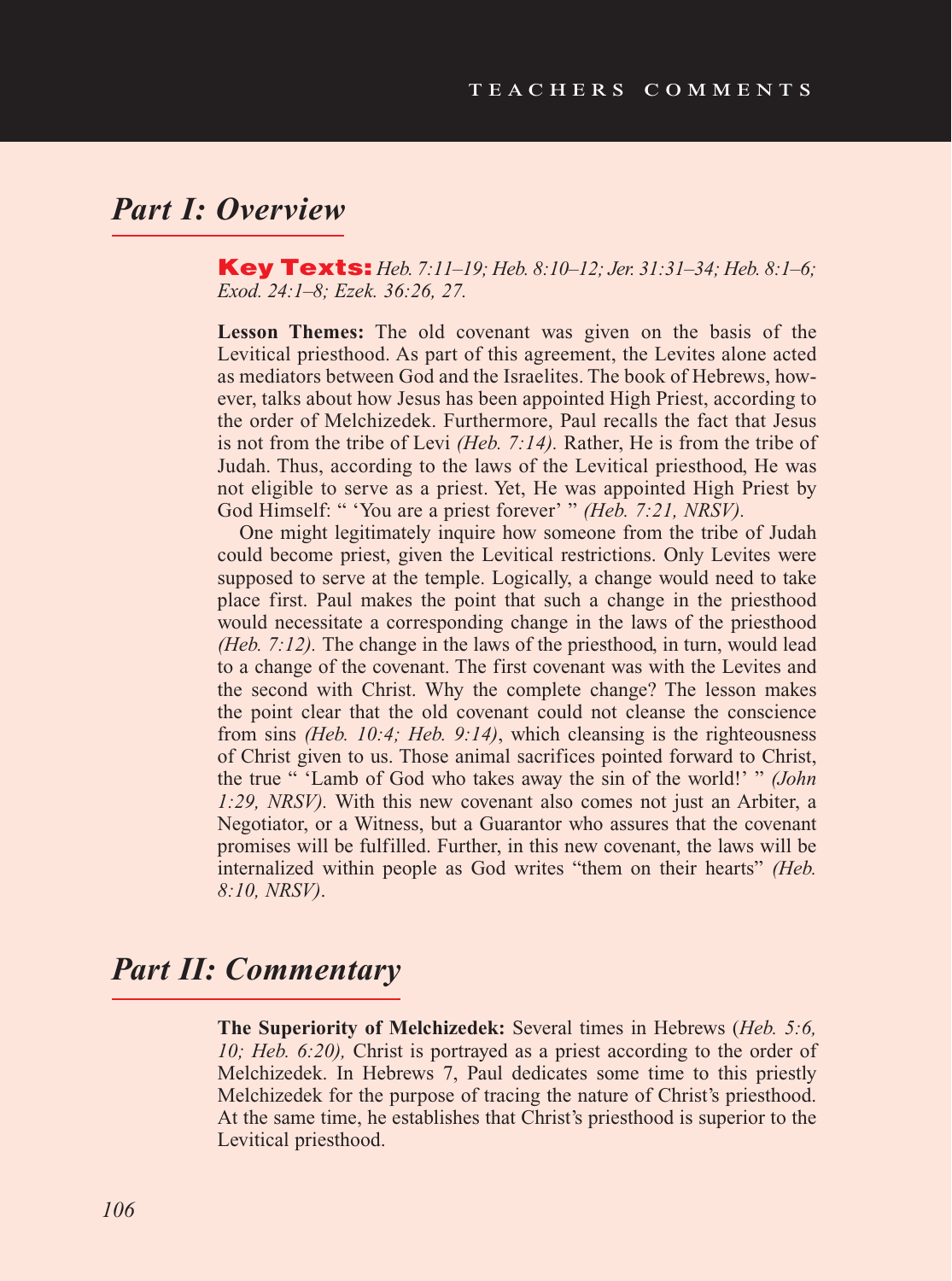## *Part I: Overview*

**Key Texts:** *Heb. 7:11–19; Heb. 8:10–12; Jer. 31:31–34; Heb. 8:1–6; Exod. 24:1–8; Ezek. 36:26, 27.*

**Lesson Themes:** The old covenant was given on the basis of the Levitical priesthood. As part of this agreement, the Levites alone acted as mediators between God and the Israelites. The book of Hebrews, however, talks about how Jesus has been appointed High Priest, according to the order of Melchizedek. Furthermore, Paul recalls the fact that Jesus is not from the tribe of Levi *(Heb. 7:14).* Rather, He is from the tribe of Judah. Thus, according to the laws of the Levitical priesthood, He was not eligible to serve as a priest. Yet, He was appointed High Priest by God Himself: " 'You are a priest forever' " *(Heb. 7:21, NRSV).*

One might legitimately inquire how someone from the tribe of Judah could become priest, given the Levitical restrictions. Only Levites were supposed to serve at the temple. Logically, a change would need to take place first. Paul makes the point that such a change in the priesthood would necessitate a corresponding change in the laws of the priesthood *(Heb. 7:12).* The change in the laws of the priesthood, in turn, would lead to a change of the covenant. The first covenant was with the Levites and the second with Christ. Why the complete change? The lesson makes the point clear that the old covenant could not cleanse the conscience from sins *(Heb. 10:4; Heb. 9:14)*, which cleansing is the righteousness of Christ given to us. Those animal sacrifices pointed forward to Christ, the true " 'Lamb of God who takes away the sin of the world!' " *(John 1:29, NRSV).* With this new covenant also comes not just an Arbiter, a Negotiator, or a Witness, but a Guarantor who assures that the covenant promises will be fulfilled. Further, in this new covenant, the laws will be internalized within people as God writes "them on their hearts" *(Heb. 8:10, NRSV)*.

## *Part II: Commentary*

**The Superiority of Melchizedek:** Several times in Hebrews (*Heb. 5:6, 10; Heb. 6:20),* Christ is portrayed as a priest according to the order of Melchizedek. In Hebrews 7, Paul dedicates some time to this priestly Melchizedek for the purpose of tracing the nature of Christ's priesthood. At the same time, he establishes that Christ's priesthood is superior to the Levitical priesthood.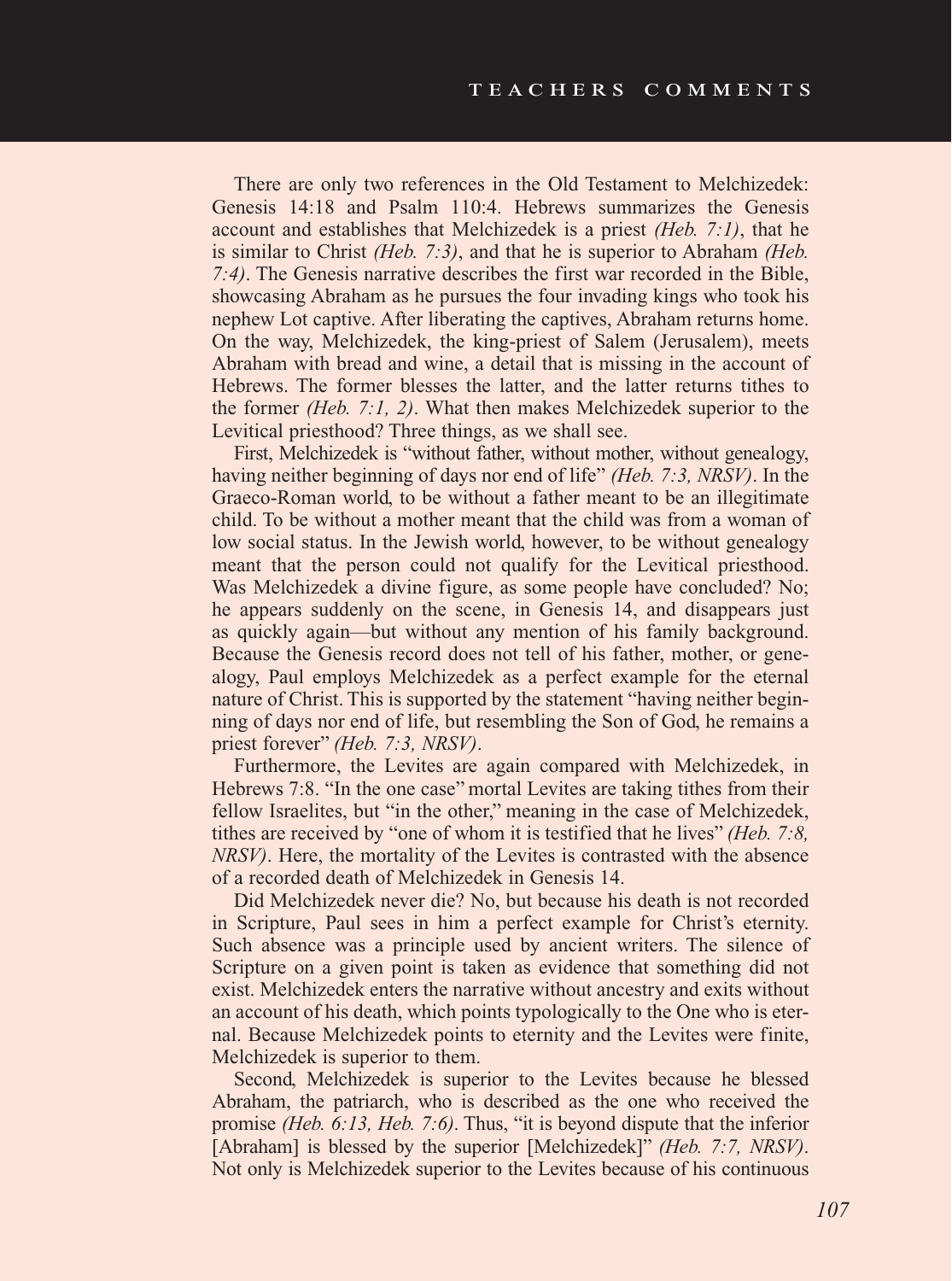There are only two references in the Old Testament to Melchizedek: Genesis 14:18 and Psalm 110:4. Hebrews summarizes the Genesis account and establishes that Melchizedek is a priest *(Heb. 7:1)*, that he is similar to Christ *(Heb. 7:3)*, and that he is superior to Abraham *(Heb. 7:4)*. The Genesis narrative describes the first war recorded in the Bible, showcasing Abraham as he pursues the four invading kings who took his nephew Lot captive. After liberating the captives, Abraham returns home. On the way, Melchizedek, the king-priest of Salem (Jerusalem), meets Abraham with bread and wine, a detail that is missing in the account of Hebrews. The former blesses the latter, and the latter returns tithes to the former *(Heb. 7:1, 2)*. What then makes Melchizedek superior to the Levitical priesthood? Three things, as we shall see.

First, Melchizedek is "without father, without mother, without genealogy, having neither beginning of days nor end of life" *(Heb. 7:3, NRSV)*. In the Graeco-Roman world, to be without a father meant to be an illegitimate child. To be without a mother meant that the child was from a woman of low social status. In the Jewish world, however, to be without genealogy meant that the person could not qualify for the Levitical priesthood. Was Melchizedek a divine figure, as some people have concluded? No; he appears suddenly on the scene, in Genesis 14, and disappears just as quickly again—but without any mention of his family background. Because the Genesis record does not tell of his father, mother, or genealogy, Paul employs Melchizedek as a perfect example for the eternal nature of Christ. This is supported by the statement "having neither beginning of days nor end of life, but resembling the Son of God, he remains a priest forever" *(Heb. 7:3, NRSV)*.

Furthermore, the Levites are again compared with Melchizedek, in Hebrews 7:8. "In the one case" mortal Levites are taking tithes from their fellow Israelites, but "in the other," meaning in the case of Melchizedek, tithes are received by "one of whom it is testified that he lives" *(Heb. 7:8, NRSV)*. Here, the mortality of the Levites is contrasted with the absence of a recorded death of Melchizedek in Genesis 14.

Did Melchizedek never die? No, but because his death is not recorded in Scripture, Paul sees in him a perfect example for Christ's eternity. Such absence was a principle used by ancient writers. The silence of Scripture on a given point is taken as evidence that something did not exist. Melchizedek enters the narrative without ancestry and exits without an account of his death, which points typologically to the One who is eternal. Because Melchizedek points to eternity and the Levites were finite, Melchizedek is superior to them.

Second, Melchizedek is superior to the Levites because he blessed Abraham, the patriarch, who is described as the one who received the promise *(Heb. 6:13, Heb. 7:6)*. Thus, "it is beyond dispute that the inferior [Abraham] is blessed by the superior [Melchizedek]" *(Heb. 7:7, NRSV)*. Not only is Melchizedek superior to the Levites because of his continuous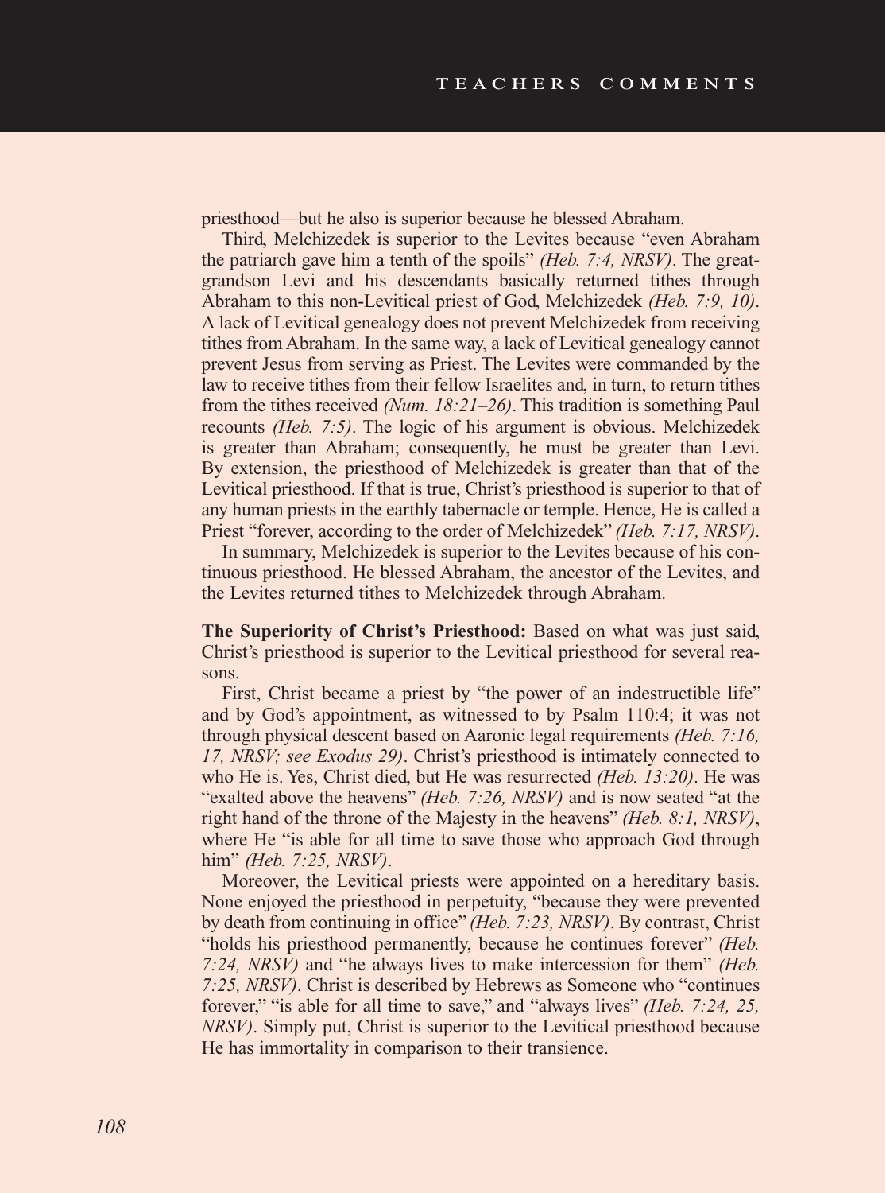priesthood—but he also is superior because he blessed Abraham.

Third, Melchizedek is superior to the Levites because "even Abraham the patriarch gave him a tenth of the spoils" *(Heb. 7:4, NRSV)*. The great-grandson Levi and his descendants basically returned tithes through Abraham to this non-Levitical priest of God, Melchizedek *(Heb. 7:9, 10)*. A lack of Levitical genealogy does not prevent Melchizedek from receiving tithes from Abraham. In the same way, a lack of Levitical genealogy cannot prevent Jesus from serving as Priest. The Levites were commanded by the law to receive tithes from their fellow Israelites and, in turn, to return tithes from the tithes received *(Num. 18:21–26)*. This tradition is something Paul recounts *(Heb. 7:5)*. The logic of his argument is obvious. Melchizedek is greater than Abraham; consequently, he must be greater than Levi. By extension, the priesthood of Melchizedek is greater than that of the Levitical priesthood. If that is true, Christ's priesthood is superior to that of any human priests in the earthly tabernacle or temple. Hence, He is called a Priest "forever, according to the order of Melchizedek" *(Heb. 7:17, NRSV)*.

In summary, Melchizedek is superior to the Levites because of his continuous priesthood. He blessed Abraham, the ancestor of the Levites, and the Levites returned tithes to Melchizedek through Abraham.

**The Superiority of Christ's Priesthood:** Based on what was just said, Christ's priesthood is superior to the Levitical priesthood for several reasons.

First, Christ became a priest by "the power of an indestructible life" and by God's appointment, as witnessed to by Psalm 110:4; it was not through physical descent based on Aaronic legal requirements *(Heb. 7:16, 17, NRSV; see Exodus 29)*. Christ's priesthood is intimately connected to who He is. Yes, Christ died, but He was resurrected *(Heb. 13:20)*. He was "exalted above the heavens" *(Heb. 7:26, NRSV)* and is now seated "at the right hand of the throne of the Majesty in the heavens" *(Heb. 8:1, NRSV)*, where He "is able for all time to save those who approach God through him" *(Heb. 7:25, NRSV)*.

Moreover, the Levitical priests were appointed on a hereditary basis. None enjoyed the priesthood in perpetuity, "because they were prevented by death from continuing in office" *(Heb. 7:23, NRSV)*. By contrast, Christ "holds his priesthood permanently, because he continues forever" *(Heb. 7:24, NRSV)* and "he always lives to make intercession for them" *(Heb. 7:25, NRSV)*. Christ is described by Hebrews as Someone who "continues forever," "is able for all time to save," and "always lives" *(Heb. 7:24, 25, NRSV)*. Simply put, Christ is superior to the Levitical priesthood because He has immortality in comparison to their transience.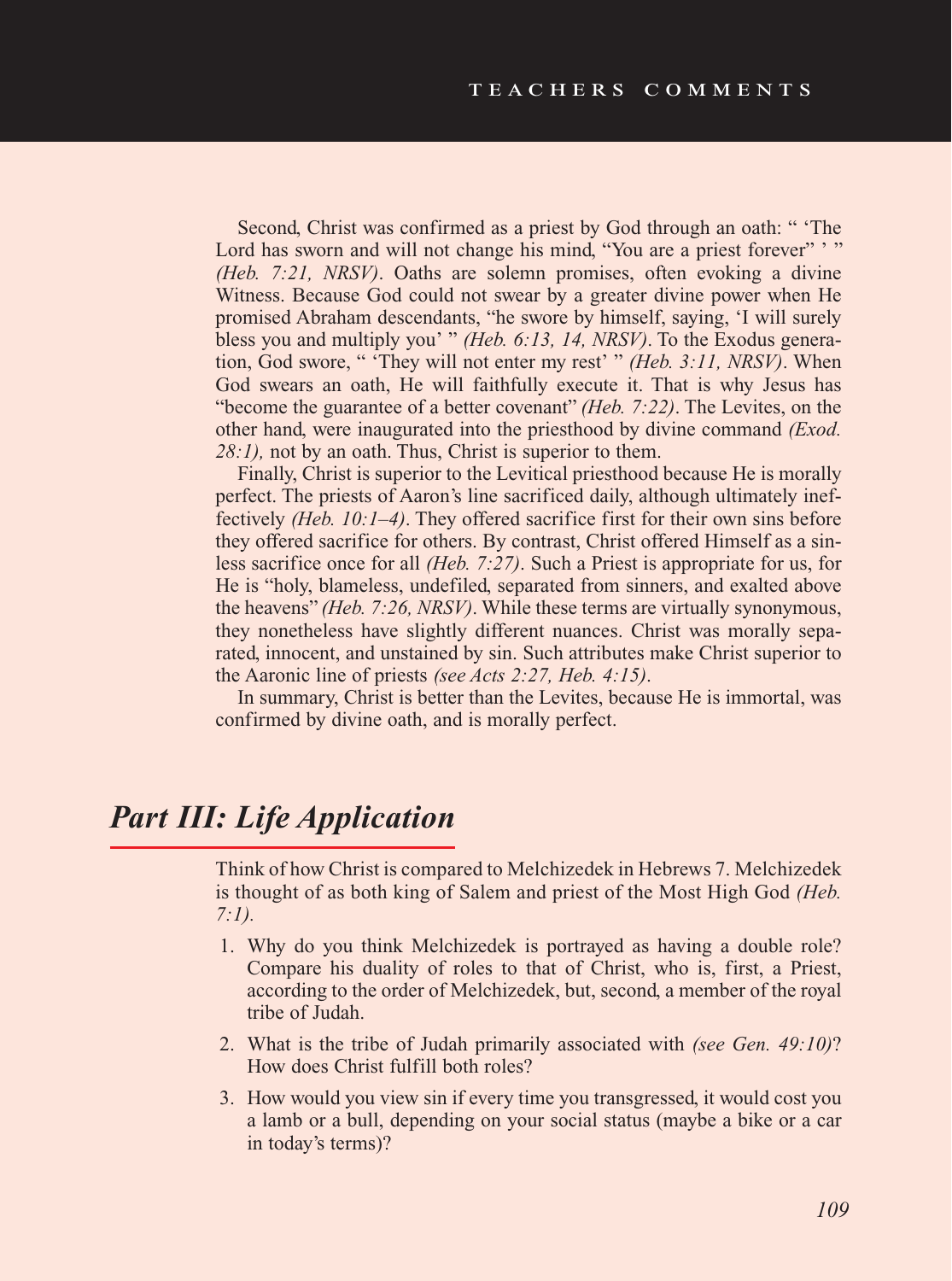Second, Christ was confirmed as a priest by God through an oath: " 'The Lord has sworn and will not change his mind, "You are a priest forever" ' " *(Heb. 7:21, NRSV)*. Oaths are solemn promises, often evoking a divine Witness. Because God could not swear by a greater divine power when He promised Abraham descendants, "he swore by himself, saying, 'I will surely bless you and multiply you' " *(Heb. 6:13, 14, NRSV)*. To the Exodus generation, God swore, " 'They will not enter my rest' " *(Heb. 3:11, NRSV)*. When God swears an oath, He will faithfully execute it. That is why Jesus has "become the guarantee of a better covenant" *(Heb. 7:22)*. The Levites, on the other hand, were inaugurated into the priesthood by divine command *(Exod. 28:1),* not by an oath. Thus, Christ is superior to them.

Finally, Christ is superior to the Levitical priesthood because He is morally perfect. The priests of Aaron's line sacrificed daily, although ultimately ineffectively *(Heb. 10:1–4)*. They offered sacrifice first for their own sins before they offered sacrifice for others. By contrast, Christ offered Himself as a sinless sacrifice once for all *(Heb. 7:27)*. Such a Priest is appropriate for us, for He is "holy, blameless, undefiled, separated from sinners, and exalted above the heavens" *(Heb. 7:26, NRSV)*. While these terms are virtually synonymous, they nonetheless have slightly different nuances. Christ was morally separated, innocent, and unstained by sin. Such attributes make Christ superior to the Aaronic line of priests *(see Acts 2:27, Heb. 4:15)*.

In summary, Christ is better than the Levites, because He is immortal, was confirmed by divine oath, and is morally perfect.

## *Part III: Life Application*

Think of how Christ is compared to Melchizedek in Hebrews 7. Melchizedek is thought of as both king of Salem and priest of the Most High God *(Heb. 7:1).*

1. Why do you think Melchizedek is portrayed as having a double role? Compare his duality of roles to that of Christ, who is, first, a Priest, according to the order of Melchizedek, but, second, a member of the royal tribe of Judah.
2. What is the tribe of Judah primarily associated with *(see Gen. 49:10)*? How does Christ fulfill both roles?
3. How would you view sin if every time you transgressed, it would cost you a lamb or a bull, depending on your social status (maybe a bike or a car in today's terms)?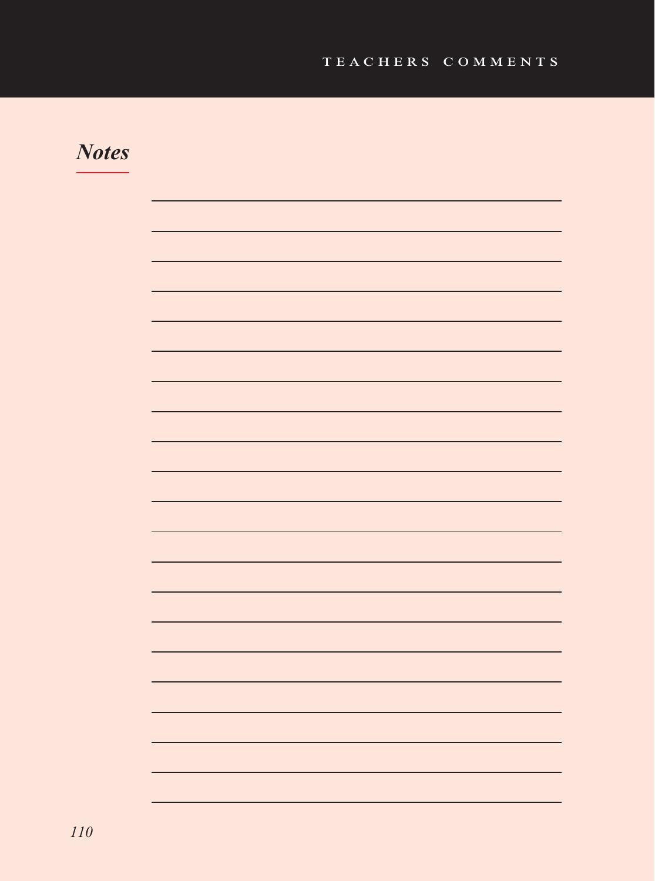*Notes*